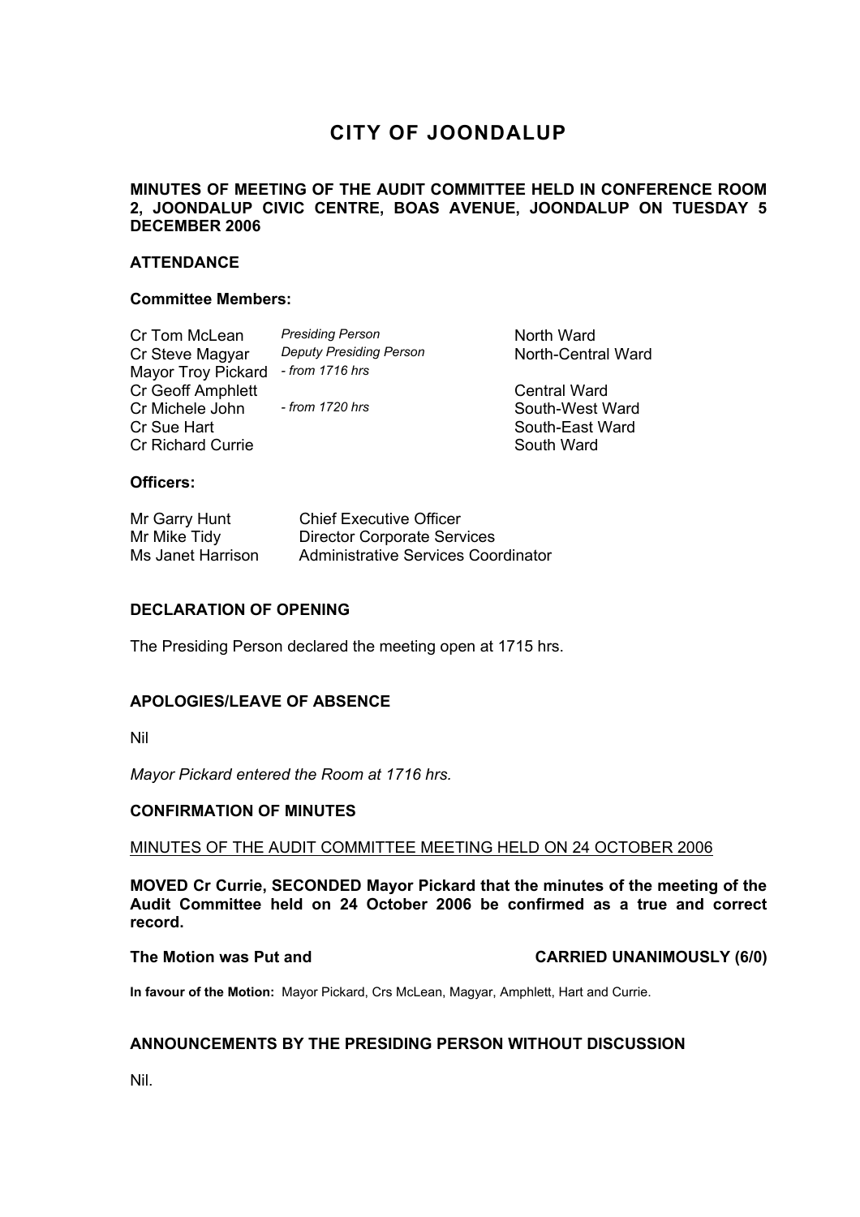# CITY OF JOONDALUP

**MINUTES OF MEETING OF THE AUDIT COMMITTEE HELD IN CONFERENCE ROOM 2, JOONDALUP CIVIC CENTRE, BOAS AVENUE, JOONDALUP ON TUESDAY 5 DECEMBER 2006**

## ATTENDANCE

### Committee Members:

| | | |
|---|---|---|
| Cr Tom McLean | *Presiding Person* | North Ward |
| Cr Steve Magyar | *Deputy Presiding Person* | North-Central Ward |
| Mayor Troy Pickard | *- from 1716 hrs* | |
| Cr Geoff Amphlett | | Central Ward |
| Cr Michele John | *- from 1720 hrs* | South-West Ward |
| Cr Sue Hart | | South-East Ward |
| Cr Richard Currie | | South Ward |

### Officers:

| | |
|---|---|
| Mr Garry Hunt | Chief Executive Officer |
| Mr Mike Tidy | Director Corporate Services |
| Ms Janet Harrison | Administrative Services Coordinator |

## DECLARATION OF OPENING

The Presiding Person declared the meeting open at 1715 hrs.

## APOLOGIES/LEAVE OF ABSENCE

Nil

*Mayor Pickard entered the Room at 1716 hrs.*

## CONFIRMATION OF MINUTES

MINUTES OF THE AUDIT COMMITTEE MEETING HELD ON 24 OCTOBER 2006

**MOVED Cr Currie, SECONDED Mayor Pickard that the minutes of the meeting of the Audit Committee held on 24 October 2006 be confirmed as a true and correct record.**

**The Motion was Put and CARRIED UNANIMOUSLY (6/0)**

**In favour of the Motion:** Mayor Pickard, Crs McLean, Magyar, Amphlett, Hart and Currie.

## ANNOUNCEMENTS BY THE PRESIDING PERSON WITHOUT DISCUSSION

Nil.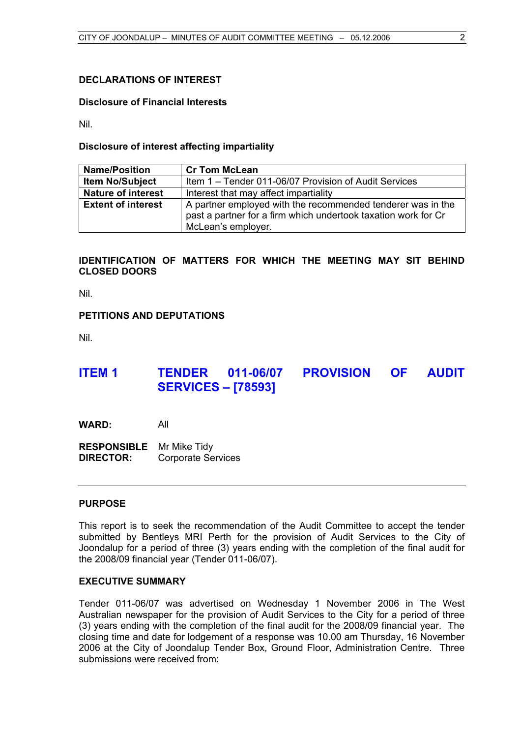**DECLARATIONS OF INTEREST**

**Disclosure of Financial Interests**

Nil.

**Disclosure of interest affecting impartiality**

| **Name/Position** | **Cr Tom McLean** |
|---|---|
| **Item No/Subject** | Item 1 – Tender 011-06/07 Provision of Audit Services |
| **Nature of interest** | Interest that may affect impartiality |
| **Extent of interest** | A partner employed with the recommended tenderer was in the past a partner for a firm which undertook taxation work for Cr McLean's employer. |

**IDENTIFICATION OF MATTERS FOR WHICH THE MEETING MAY SIT BEHIND CLOSED DOORS**

Nil.

**PETITIONS AND DEPUTATIONS**

Nil.

## ITEM 1 TENDER 011-06/07 PROVISION OF AUDIT SERVICES – [78593]

**WARD:** All

**RESPONSIBLE DIRECTOR:** Mr Mike Tidy
Corporate Services

---

**PURPOSE**

This report is to seek the recommendation of the Audit Committee to accept the tender submitted by Bentleys MRI Perth for the provision of Audit Services to the City of Joondalup for a period of three (3) years ending with the completion of the final audit for the 2008/09 financial year (Tender 011-06/07).

**EXECUTIVE SUMMARY**

Tender 011-06/07 was advertised on Wednesday 1 November 2006 in The West Australian newspaper for the provision of Audit Services to the City for a period of three (3) years ending with the completion of the final audit for the 2008/09 financial year. The closing time and date for lodgement of a response was 10.00 am Thursday, 16 November 2006 at the City of Joondalup Tender Box, Ground Floor, Administration Centre. Three submissions were received from: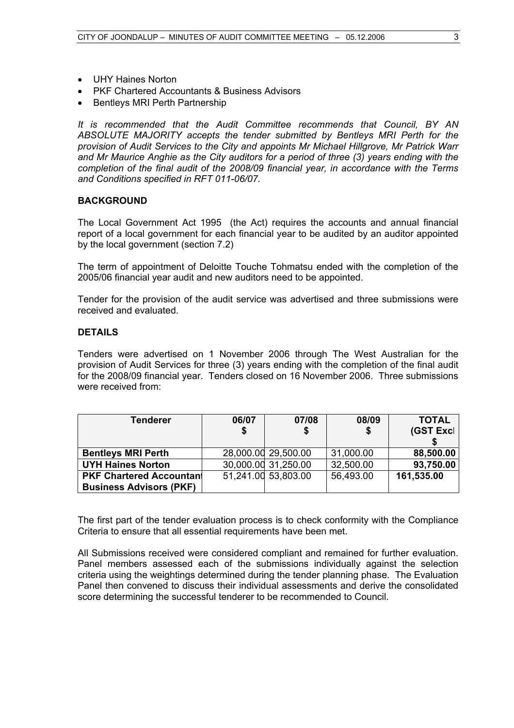- UHY Haines Norton
- PKF Chartered Accountants & Business Advisors
- Bentleys MRI Perth Partnership

*It is recommended that the Audit Committee recommends that Council, BY AN ABSOLUTE MAJORITY accepts the tender submitted by Bentleys MRI Perth for the provision of Audit Services to the City and appoints Mr Michael Hillgrove, Mr Patrick Warr and Mr Maurice Anghie as the City auditors for a period of three (3) years ending with the completion of the final audit of the 2008/09 financial year, in accordance with the Terms and Conditions specified in RFT 011-06/07.*

## BACKGROUND

The Local Government Act 1995 (the Act) requires the accounts and annual financial report of a local government for each financial year to be audited by an auditor appointed by the local government (section 7.2)

The term of appointment of Deloitte Touche Tohmatsu ended with the completion of the 2005/06 financial year audit and new auditors need to be appointed.

Tender for the provision of the audit service was advertised and three submissions were received and evaluated.

## DETAILS

Tenders were advertised on 1 November 2006 through The West Australian for the provision of Audit Services for three (3) years ending with the completion of the final audit for the 2008/09 financial year. Tenders closed on 16 November 2006. Three submissions were received from:

| Tenderer | 06/07 $ | 07/08 $ | 08/09 $ | TOTAL (GST Excl $ |
|---|---|---|---|---|
| **Bentleys MRI Perth** | 28,000.00 | 29,500.00 | 31,000.00 | **88,500.00** |
| **UYH Haines Norton** | 30,000.00 | 31,250.00 | 32,500.00 | **93,750.00** |
| **PKF Chartered Accountant Business Advisors (PKF)** | 51,241.00 | 53,803.00 | 56,493.00 | **161,535.00** |

The first part of the tender evaluation process is to check conformity with the Compliance Criteria to ensure that all essential requirements have been met.

All Submissions received were considered compliant and remained for further evaluation. Panel members assessed each of the submissions individually against the selection criteria using the weightings determined during the tender planning phase. The Evaluation Panel then convened to discuss their individual assessments and derive the consolidated score determining the successful tenderer to be recommended to Council.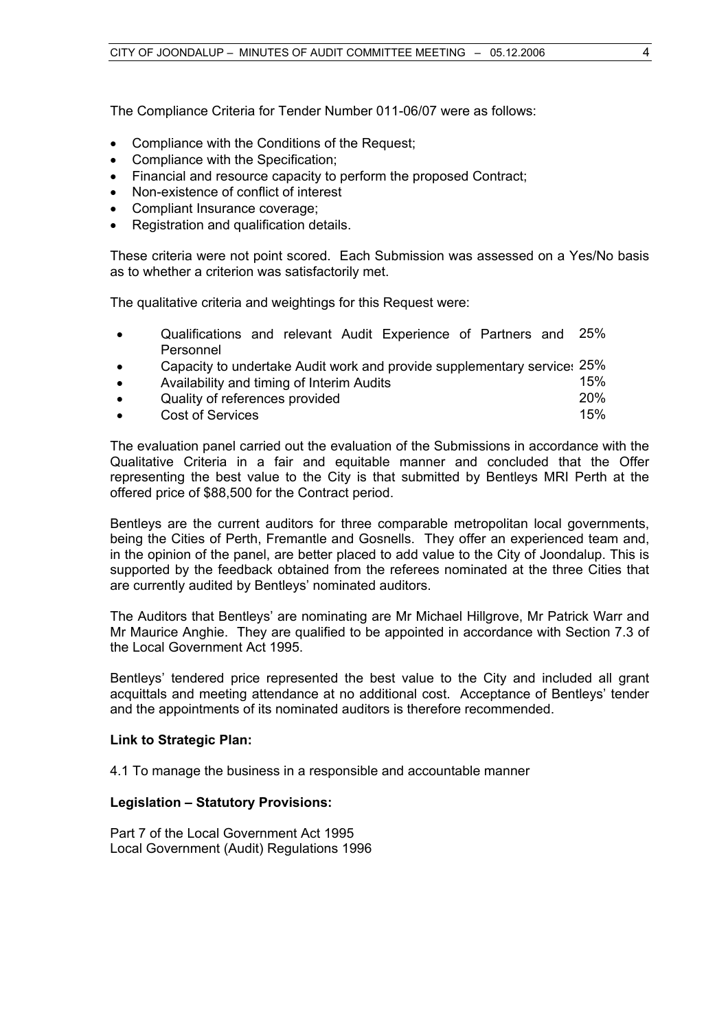The Compliance Criteria for Tender Number 011-06/07 were as follows:

- Compliance with the Conditions of the Request;
- Compliance with the Specification;
- Financial and resource capacity to perform the proposed Contract;
- Non-existence of conflict of interest
- Compliant Insurance coverage;
- Registration and qualification details.

These criteria were not point scored. Each Submission was assessed on a Yes/No basis as to whether a criterion was satisfactorily met.

The qualitative criteria and weightings for this Request were:

- Qualifications and relevant Audit Experience of Partners and Personnel — 25%
- Capacity to undertake Audit work and provide supplementary services — 25%
- Availability and timing of Interim Audits — 15%
- Quality of references provided — 20%
- Cost of Services — 15%

The evaluation panel carried out the evaluation of the Submissions in accordance with the Qualitative Criteria in a fair and equitable manner and concluded that the Offer representing the best value to the City is that submitted by Bentleys MRI Perth at the offered price of $88,500 for the Contract period.

Bentleys are the current auditors for three comparable metropolitan local governments, being the Cities of Perth, Fremantle and Gosnells. They offer an experienced team and, in the opinion of the panel, are better placed to add value to the City of Joondalup. This is supported by the feedback obtained from the referees nominated at the three Cities that are currently audited by Bentleys' nominated auditors.

The Auditors that Bentleys' are nominating are Mr Michael Hillgrove, Mr Patrick Warr and Mr Maurice Anghie. They are qualified to be appointed in accordance with Section 7.3 of the Local Government Act 1995.

Bentleys' tendered price represented the best value to the City and included all grant acquittals and meeting attendance at no additional cost. Acceptance of Bentleys' tender and the appointments of its nominated auditors is therefore recommended.

**Link to Strategic Plan:**

4.1 To manage the business in a responsible and accountable manner

**Legislation – Statutory Provisions:**

Part 7 of the Local Government Act 1995
Local Government (Audit) Regulations 1996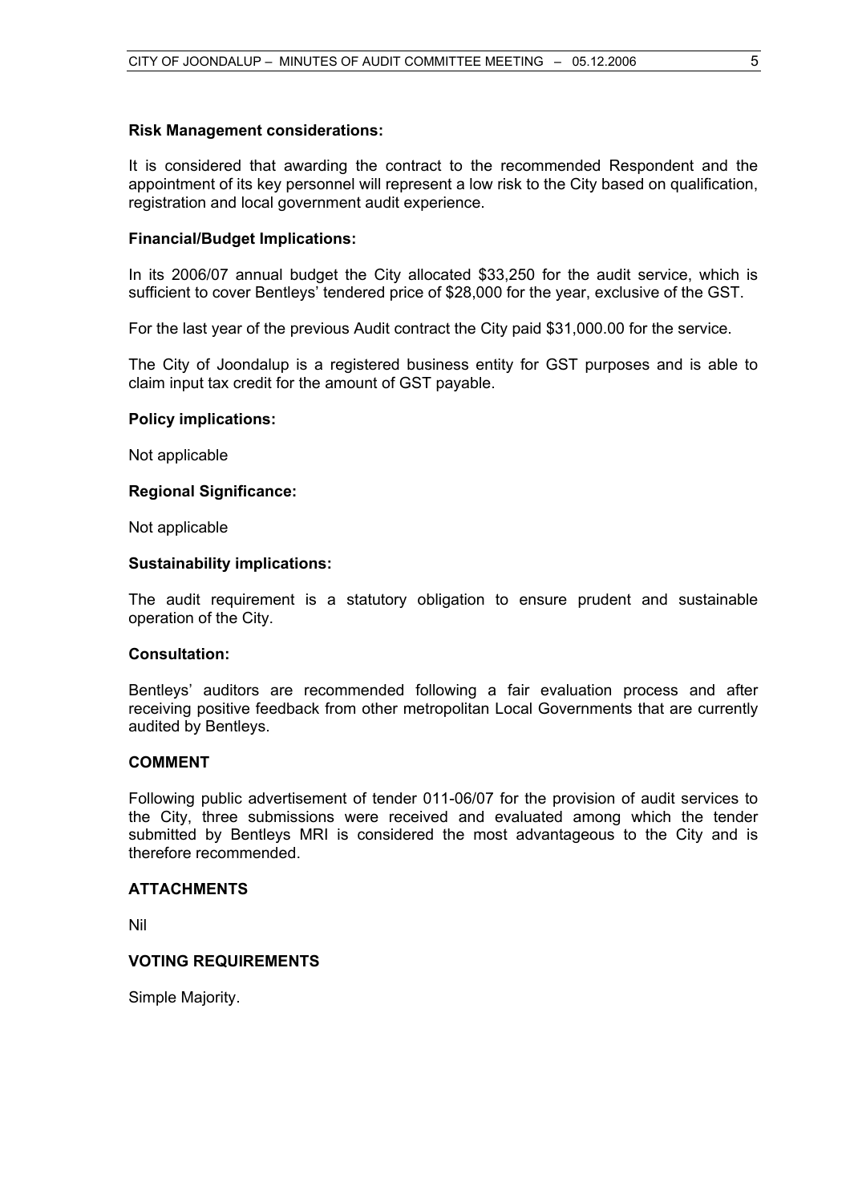**Risk Management considerations:**

It is considered that awarding the contract to the recommended Respondent and the appointment of its key personnel will represent a low risk to the City based on qualification, registration and local government audit experience.

**Financial/Budget Implications:**

In its 2006/07 annual budget the City allocated $33,250 for the audit service, which is sufficient to cover Bentleys' tendered price of $28,000 for the year, exclusive of the GST.

For the last year of the previous Audit contract the City paid $31,000.00 for the service.

The City of Joondalup is a registered business entity for GST purposes and is able to claim input tax credit for the amount of GST payable.

**Policy implications:**

Not applicable

**Regional Significance:**

Not applicable

**Sustainability implications:**

The audit requirement is a statutory obligation to ensure prudent and sustainable operation of the City.

**Consultation:**

Bentleys' auditors are recommended following a fair evaluation process and after receiving positive feedback from other metropolitan Local Governments that are currently audited by Bentleys.

## COMMENT

Following public advertisement of tender 011-06/07 for the provision of audit services to the City, three submissions were received and evaluated among which the tender submitted by Bentleys MRI is considered the most advantageous to the City and is therefore recommended.

## ATTACHMENTS

Nil

## VOTING REQUIREMENTS

Simple Majority.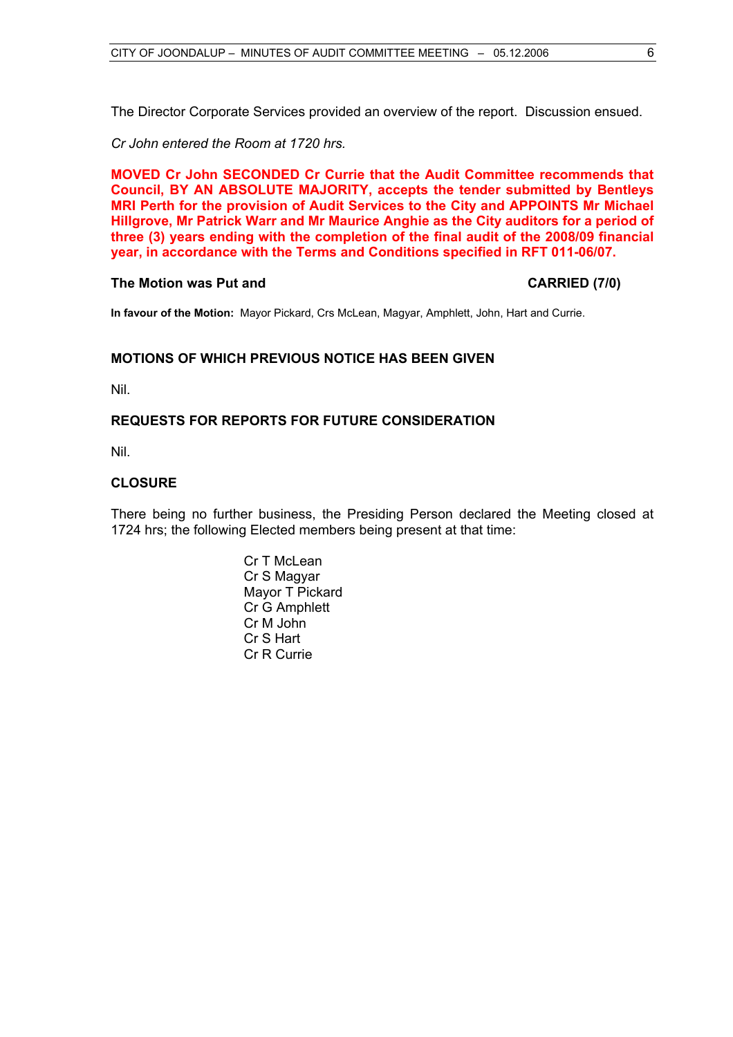The Director Corporate Services provided an overview of the report. Discussion ensued.

*Cr John entered the Room at 1720 hrs.*

**MOVED Cr John SECONDED Cr Currie that the Audit Committee recommends that Council, BY AN ABSOLUTE MAJORITY, accepts the tender submitted by Bentleys MRI Perth for the provision of Audit Services to the City and APPOINTS Mr Michael Hillgrove, Mr Patrick Warr and Mr Maurice Anghie as the City auditors for a period of three (3) years ending with the completion of the final audit of the 2008/09 financial year, in accordance with the Terms and Conditions specified in RFT 011-06/07.**

**The Motion was Put and CARRIED (7/0)**

**In favour of the Motion:** Mayor Pickard, Crs McLean, Magyar, Amphlett, John, Hart and Currie.

## MOTIONS OF WHICH PREVIOUS NOTICE HAS BEEN GIVEN

Nil.

## REQUESTS FOR REPORTS FOR FUTURE CONSIDERATION

Nil.

## CLOSURE

There being no further business, the Presiding Person declared the Meeting closed at 1724 hrs; the following Elected members being present at that time:

Cr T McLean
Cr S Magyar
Mayor T Pickard
Cr G Amphlett
Cr M John
Cr S Hart
Cr R Currie